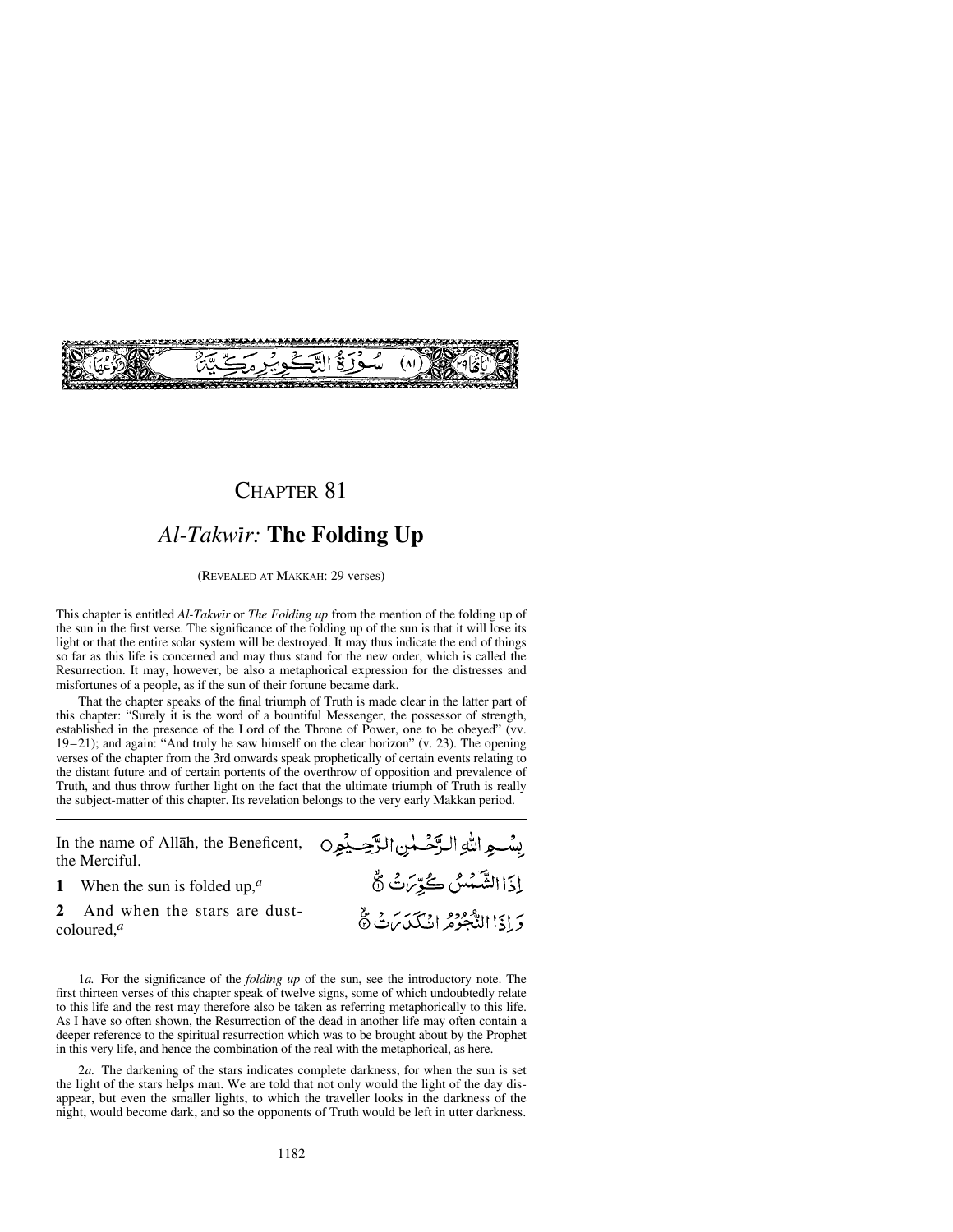سُوْرَةُ التَّكْوِيرِ مَكِّيَّةٌ (٨١)

# CHAPTER 81

## *Al-Takwīr:* **The Folding Up**

(REVEALED AT MAKKAH: 29 verses)

This chapter is entitled *Al-Takwīr* or *The Folding up* from the mention of the folding up of the sun in the first verse. The significance of the folding up of the sun is that it will lose its light or that the entire solar system will be destroyed. It may thus indicate the end of things so far as this life is concerned and may thus stand for the new order, which is called the Resurrection. It may, however, be also a metaphorical expression for the distresses and misfortunes of a people, as if the sun of their fortune became dark.

That the chapter speaks of the final triumph of Truth is made clear in the latter part of this chapter: "Surely it is the word of a bountiful Messenger, the possessor of strength, established in the presence of the Lord of the Throne of Power, one to be obeyed" (vv. 19–21); and again: "And truly he saw himself on the clear horizon" (v. 23). The opening verses of the chapter from the 3rd onwards speak prophetically of certain events relating to the distant future and of certain portents of the overthrow of opposition and prevalence of Truth, and thus throw further light on the fact that the ultimate triumph of Truth is really the subject-matter of this chapter. Its revelation belongs to the very early Makkan period.

In the name of Allāh, the Beneficent, the Merciful.

بِسْمِ اللّٰهِ الرَّحْمٰنِ الرَّحِيْمِ

**1** When the sun is folded up,[a]

إِذَا الشَّمْسُ كُوِّرَتْ ۝

**2** And when the stars are dust-coloured,[a]

وَإِذَا النُّجُوْمُ انْكَدَرَتْ ۝

---

1*a.* For the significance of the *folding up* of the sun, see the introductory note. The first thirteen verses of this chapter speak of twelve signs, some of which undoubtedly relate to this life and the rest may therefore also be taken as referring metaphorically to this life. As I have so often shown, the Resurrection of the dead in another life may often contain a deeper reference to the spiritual resurrection which was to be brought about by the Prophet in this very life, and hence the combination of the real with the metaphorical, as here.

2*a.* The darkening of the stars indicates complete darkness, for when the sun is set the light of the stars helps man. We are told that not only would the light of the day disappear, but even the smaller lights, to which the traveller looks in the darkness of the night, would become dark, and so the opponents of Truth would be left in utter darkness.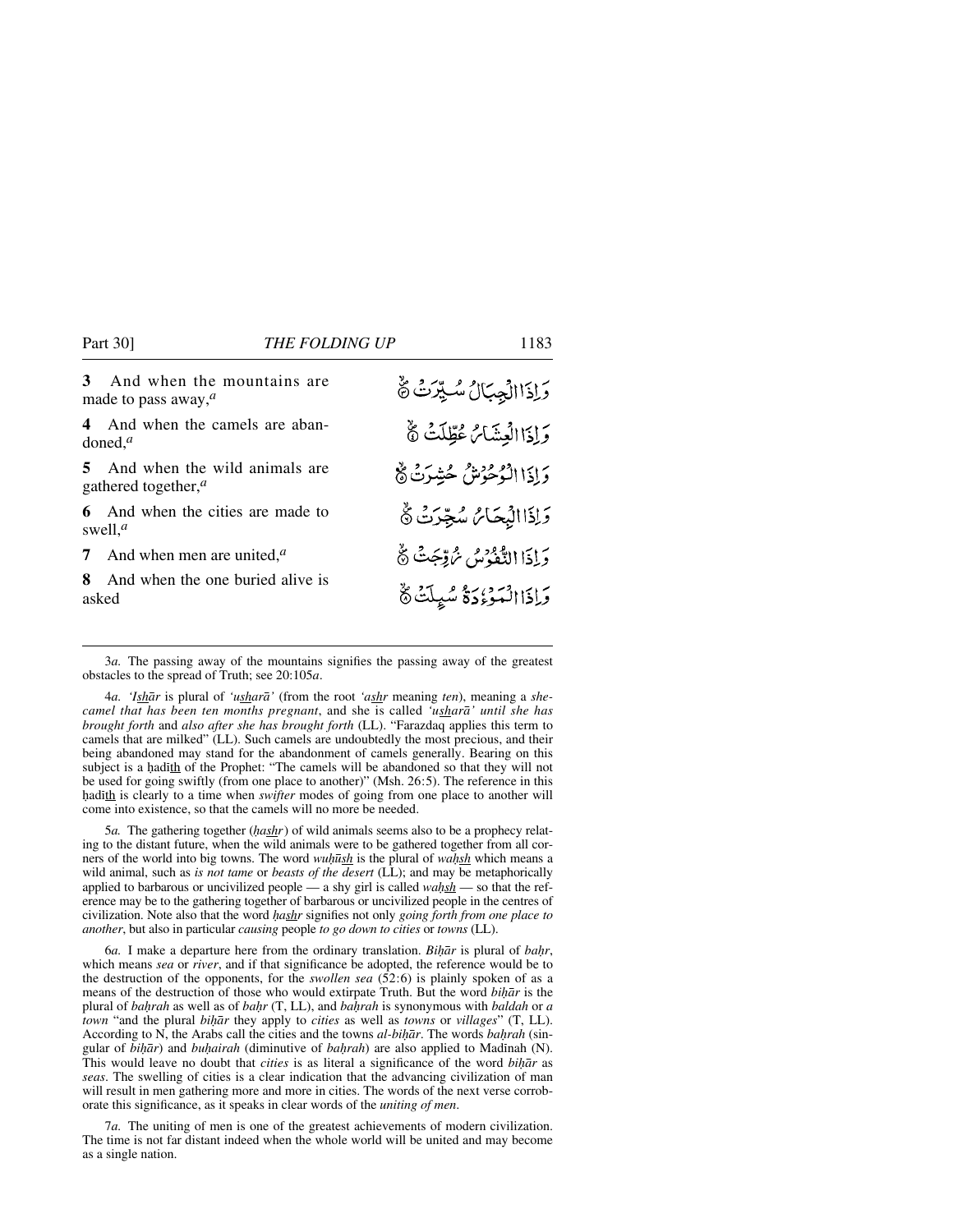| | |
|---|---|
| **3** And when the mountains are made to pass away,[a] | وَاِذَا الۡجِبَالُ سُیِّرَتۡ ۪ۙ﴿۳﴾ |
| **4** And when the camels are abandoned,[a] | وَاِذَا الۡعِشَارُ عُطِّلَتۡ ۪ۙ﴿۴﴾ |
| **5** And when the wild animals are gathered together,[a] | وَاِذَا الۡوُحُوۡشُ حُشِرَتۡ ۪ۙ﴿۵﴾ |
| **6** And when the cities are made to swell,[a] | وَاِذَا الۡبِحَارُ سُجِّرَتۡ ۪ۙ﴿۶﴾ |
| **7** And when men are united,[a] | وَاِذَا النُّفُوۡسُ زُوِّجَتۡ ۪ۙ﴿۷﴾ |
| **8** And when the one buried alive is asked | وَاِذَا الۡمَوۡءٗدَۃُ سُئِلَتۡ ۪ۙ﴿۸﴾ |

---

3*a.* The passing away of the mountains signifies the passing away of the greatest obstacles to the spread of Truth; see 20:105*a*.

4*a.* *'Ishār* is plural of *'usharā'* (from the root *'ashr* meaning *ten*), meaning a *she-camel that has been ten months pregnant*, and she is called *'usharā' until she has brought forth* and *also after she has brought forth* (LL). "Farazdaq applies this term to camels that are milked" (LL). Such camels are undoubtedly the most precious, and their being abandoned may stand for the abandonment of camels generally. Bearing on this subject is a ḥadīth of the Prophet: "The camels will be abandoned so that they will not be used for going swiftly (from one place to another)" (Msh. 26:5). The reference in this ḥadīth is clearly to a time when *swifter* modes of going from one place to another will come into existence, so that the camels will no more be needed.

5*a.* The gathering together (*ḥashr*) of wild animals seems also to be a prophecy relating to the distant future, when the wild animals were to be gathered together from all corners of the world into big towns. The word *wuḥūsh* is the plural of *waḥsh* which means a wild animal, such as *is not tame* or *beasts of the desert* (LL); and may be metaphorically applied to barbarous or uncivilized people — a shy girl is called *waḥsh* — so that the reference may be to the gathering together of barbarous or uncivilized people in the centres of civilization. Note also that the word *ḥashr* signifies not only *going forth from one place to another*, but also in particular *causing* people *to go down to cities* or *towns* (LL).

6*a.* I make a departure here from the ordinary translation. *Biḥār* is plural of *baḥr*, which means *sea* or *river*, and if that significance be adopted, the reference would be to the destruction of the opponents, for the *swollen sea* (52:6) is plainly spoken of as a means of the destruction of those who would extirpate Truth. But the word *biḥār* is the plural of *baḥrah* as well as of *baḥr* (T, LL), and *baḥrah* is synonymous with *baldah* or *a town* "and the plural *biḥār* they apply to *cities* as well as *towns* or *villages*" (T, LL). According to N, the Arabs call the cities and the towns *al-biḥār*. The words *baḥrah* (singular of *biḥār*) and *buḥairah* (diminutive of *baḥrah*) are also applied to Madinah (N). This would leave no doubt that *cities* is as literal a significance of the word *biḥār* as *seas*. The swelling of cities is a clear indication that the advancing civilization of man will result in men gathering more and more in cities. The words of the next verse corroborate this significance, as it speaks in clear words of the *uniting of men*.

7*a.* The uniting of men is one of the greatest achievements of modern civilization. The time is not far distant indeed when the whole world will be united and may become as a single nation.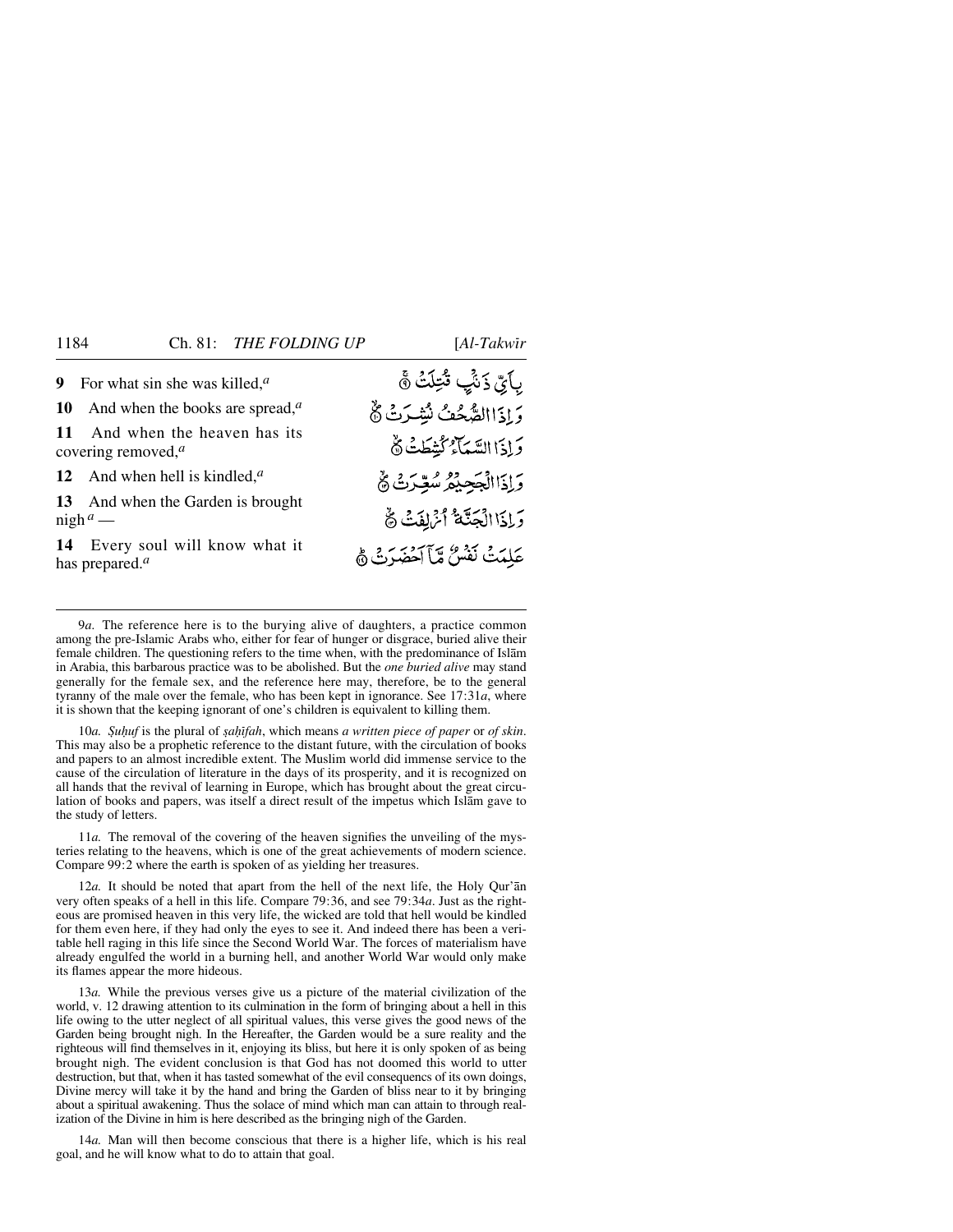| | |
|---|---|
| **9** For what sin she was killed,[a] | بِاَيِّ ذَنۡۢبٍ قُتِلَتۡ ۚ﴿۹﴾ |
| **10** And when the books are spread,[a] | وَ اِذَا الصُّحُفُ نُشِرَتۡ ﴿۪ۙ۱۰﴾ |
| **11** And when the heaven has its covering removed,[a] | وَ اِذَا السَّمَآءُ كُشِطَتۡ ﴿۪ۙ۱۱﴾ |
| **12** And when hell is kindled,[a] | وَ اِذَا الۡجَحِيۡمُ سُعِّرَتۡ ﴿۪ۙ۱۲﴾ |
| **13** And when the Garden is brought nigh[a] — | وَ اِذَا الۡجَنَّةُ اُزۡلِفَتۡ ﴿۪ۙ۱۳﴾ |
| **14** Every soul will know what it has prepared.[a] | عَلِمَتۡ نَفۡسٌ مَّاۤ اَحۡضَرَتۡ ﴿ؕ۱۴﴾ |

9*a.* The reference here is to the burying alive of daughters, a practice common among the pre-Islamic Arabs who, either for fear of hunger or disgrace, buried alive their female children. The questioning refers to the time when, with the predominance of Islām in Arabia, this barbarous practice was to be abolished. But the *one buried alive* may stand generally for the female sex, and the reference here may, therefore, be to the general tyranny of the male over the female, who has been kept in ignorance. See 17:31*a*, where it is shown that the keeping ignorant of one's children is equivalent to killing them.

10*a. Ṣuḥuf* is the plural of *ṣaḥîfah*, which means *a written piece of paper* or *of skin*. This may also be a prophetic reference to the distant future, with the circulation of books and papers to an almost incredible extent. The Muslim world did immense service to the cause of the circulation of literature in the days of its prosperity, and it is recognized on all hands that the revival of learning in Europe, which has brought about the great circulation of books and papers, was itself a direct result of the impetus which Islām gave to the study of letters.

11*a.* The removal of the covering of the heaven signifies the unveiling of the mysteries relating to the heavens, which is one of the great achievements of modern science. Compare 99:2 where the earth is spoken of as yielding her treasures.

12*a.* It should be noted that apart from the hell of the next life, the Holy Qur'ān very often speaks of a hell in this life. Compare 79:36, and see 79:34*a*. Just as the righteous are promised heaven in this very life, the wicked are told that hell would be kindled for them even here, if they had only the eyes to see it. And indeed there has been a veritable hell raging in this life since the Second World War. The forces of materialism have already engulfed the world in a burning hell, and another World War would only make its flames appear the more hideous.

13*a.* While the previous verses give us a picture of the material civilization of the world, v. 12 drawing attention to its culmination in the form of bringing about a hell in this life owing to the utter neglect of all spiritual values, this verse gives the good news of the Garden being brought nigh. In the Hereafter, the Garden would be a sure reality and the righteous will find themselves in it, enjoying its bliss, but here it is only spoken of as being brought nigh. The evident conclusion is that God has not doomed this world to utter destruction, but that, when it has tasted somewhat of the evil consequencs of its own doings, Divine mercy will take it by the hand and bring the Garden of bliss near to it by bringing about a spiritual awakening. Thus the solace of mind which man can attain to through realization of the Divine in him is here described as the bringing nigh of the Garden.

14*a.* Man will then become conscious that there is a higher life, which is his real goal, and he will know what to do to attain that goal.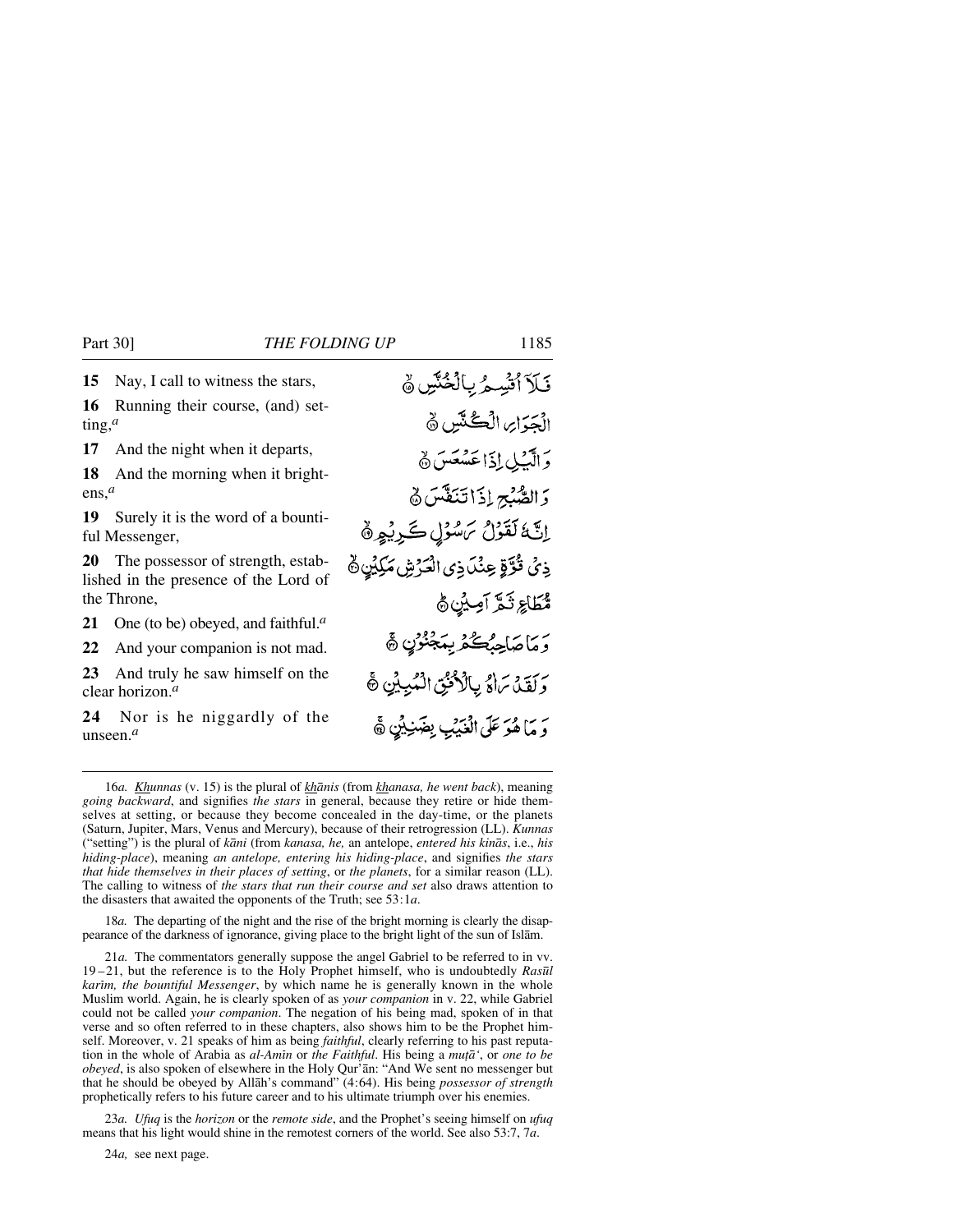**15** Nay, I call to witness the stars,

**16** Running their course, (and) setting,[a]

**17** And the night when it departs,

**18** And the morning when it brightens,[a]

**19** Surely it is the word of a bountiful Messenger,

**20** The possessor of strength, established in the presence of the Lord of the Throne,

**21** One (to be) obeyed, and faithful.[a]

**22** And your companion is not mad.

**23** And truly he saw himself on the clear horizon.[a]

**24** Nor is he niggardly of the unseen.[a]

فَلَآ أُقْسِمُ بِالْخُنَّسِ ۝١٥

الْجَوَارِ الْكُنَّسِ ۝١٦

وَاللَّيْلِ إِذَا عَسْعَسَ ۝١٧

وَالصُّبْحِ إِذَا تَنَفَّسَ ۝١٨

إِنَّهُ لَقَوْلُ رَسُولٍ كَرِيمٍ ۝١٩

ذِي قُوَّةٍ عِندَ ذِي الْعَرْشِ مَكِينٍ ۝٢٠

مُّطَاعٍ ثَمَّ أَمِينٍ ۝٢١

وَمَا صَاحِبُكُم بِمَجْنُونٍ ۝٢٢

وَلَقَدْ رَآهُ بِالْأُفُقِ الْمُبِينِ ۝٢٣

وَمَا هُوَ عَلَى الْغَيْبِ بِضَنِينٍ ۝٢٤

---

16*a.* *Khunnas* (v. 15) is the plural of *khānis* (from *khanasa, he went back*), meaning *going backward*, and signifies *the stars* in general, because they retire or hide themselves at setting, or because they become concealed in the day-time, or the planets (Saturn, Jupiter, Mars, Venus and Mercury), because of their retrogression (LL). *Kunnas* ("setting") is the plural of *kānī* (from *kanasa, he,* an antelope, *entered his kinās*, i.e., *his hiding-place*), meaning *an antelope, entering his hiding-place*, and signifies *the stars that hide themselves in their places of setting*, or *the planets*, for a similar reason (LL). The calling to witness of *the stars that run their course and set* also draws attention to the disasters that awaited the opponents of the Truth; see 53:1*a*.

18*a.* The departing of the night and the rise of the bright morning is clearly the disappearance of the darkness of ignorance, giving place to the bright light of the sun of Islām.

21*a.* The commentators generally suppose the angel Gabriel to be referred to in vv. 19 – 21, but the reference is to the Holy Prophet himself, who is undoubtedly *Rasūl karīm, the bountiful Messenger*, by which name he is generally known in the whole Muslim world. Again, he is clearly spoken of as *your companion* in v. 22, while Gabriel could not be called *your companion*. The negation of his being mad, spoken of in that verse and so often referred to in these chapters, also shows him to be the Prophet himself. Moreover, v. 21 speaks of him as being *faithful*, clearly referring to his past reputation in the whole of Arabia as *al-Amīn* or *the Faithful*. His being a *muṭā'*, or *one to be obeyed*, is also spoken of elsewhere in the Holy Qur'ān: "And We sent no messenger but that he should be obeyed by Allāh's command" (4:64). His being *possessor of strength* prophetically refers to his future career and to his ultimate triumph over his enemies.

23*a.* *Ufuq* is the *horizon* or the *remote side*, and the Prophet's seeing himself on *ufuq* means that his light would shine in the remotest corners of the world. See also 53:7, 7*a*.

24*a,* see next page.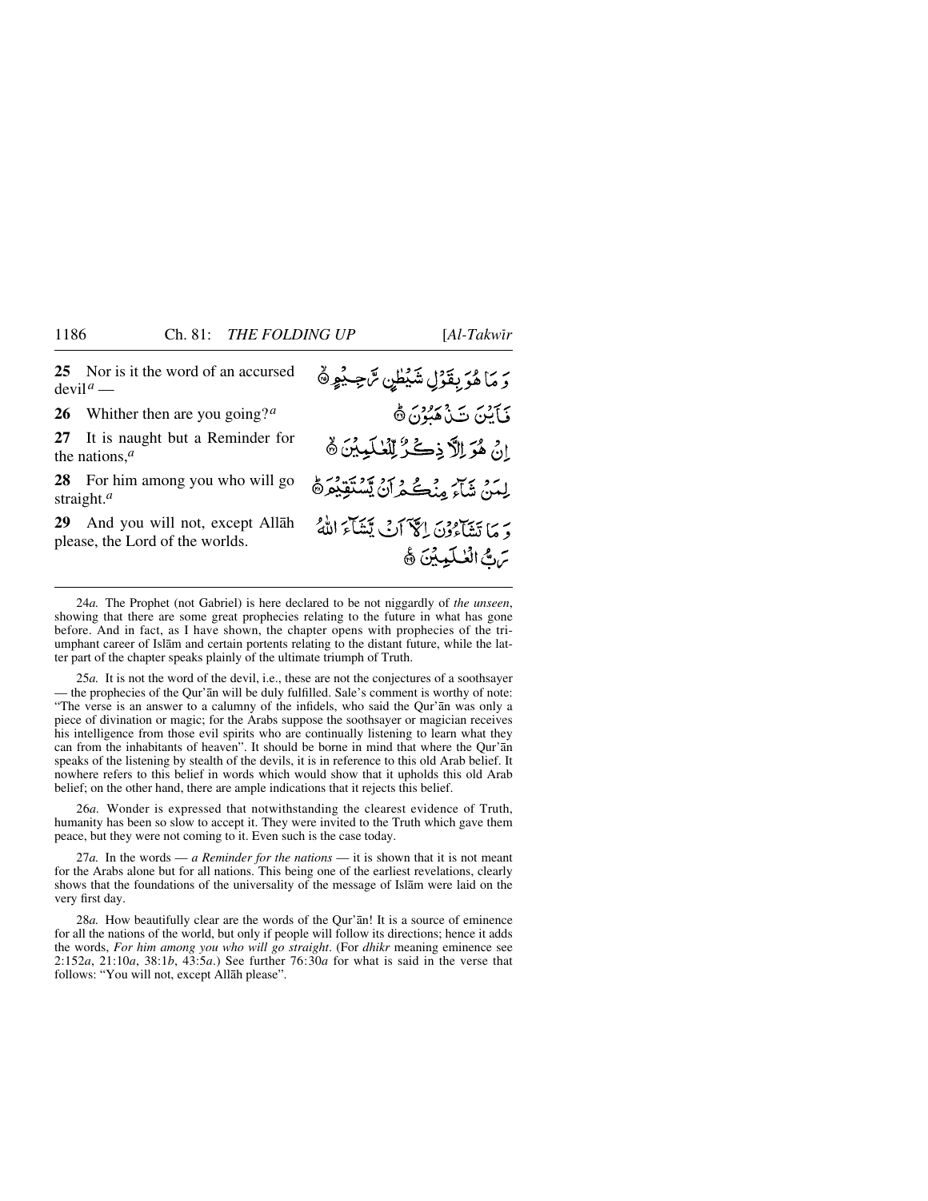**25** Nor is it the word of an accursed devil[a] —

وَ مَا هُوَ بِقَوْلِ شَيْطٰنٍ رَّجِيْمٍ ﴿۲۵﴾

**26** Whither then are you going?[a]

فَاَيْنَ تَذْهَبُوْنَ ﴿۲۶﴾

**27** It is naught but a Reminder for the nations,[a]

اِنْ هُوَ اِلَّا ذِكْرٌ لِّلْعٰلَمِيْنَ ﴿۲۷﴾

**28** For him among you who will go straight.[a]

لِمَنْ شَآءَ مِنْكُمْ اَنْ يَّسْتَقِيْمَ ﴿۲۸﴾

**29** And you will not, except Allāh please, the Lord of the worlds.

وَ مَا تَشَآءُوْنَ اِلَّآ اَنْ يَّشَآءَ اللّٰهُ رَبُّ الْعٰلَمِيْنَ ﴿۲۹﴾

---

24*a.* The Prophet (not Gabriel) is here declared to be not niggardly of *the unseen*, showing that there are some great prophecies relating to the future in what has gone before. And in fact, as I have shown, the chapter opens with prophecies of the triumphant career of Islām and certain portents relating to the distant future, while the latter part of the chapter speaks plainly of the ultimate triumph of Truth.

25*a.* It is not the word of the devil, i.e., these are not the conjectures of a soothsayer — the prophecies of the Qur'ān will be duly fulfilled. Sale's comment is worthy of note: "The verse is an answer to a calumny of the infidels, who said the Qur'ān was only a piece of divination or magic; for the Arabs suppose the soothsayer or magician receives his intelligence from those evil spirits who are continually listening to learn what they can from the inhabitants of heaven". It should be borne in mind that where the Qur'ān speaks of the listening by stealth of the devils, it is in reference to this old Arab belief. It nowhere refers to this belief in words which would show that it upholds this old Arab belief; on the other hand, there are ample indications that it rejects this belief.

26*a.* Wonder is expressed that notwithstanding the clearest evidence of Truth, humanity has been so slow to accept it. They were invited to the Truth which gave them peace, but they were not coming to it. Even such is the case today.

27*a.* In the words — *a Reminder for the nations* — it is shown that it is not meant for the Arabs alone but for all nations. This being one of the earliest revelations, clearly shows that the foundations of the universality of the message of Islām were laid on the very first day.

28*a.* How beautifully clear are the words of the Qur'ān! It is a source of eminence for all the nations of the world, but only if people will follow its directions; hence it adds the words, *For him among you who will go straight*. (For *dhikr* meaning eminence see 2:152*a*, 21:10*a*, 38:1*b*, 43:5*a*.) See further 76:30*a* for what is said in the verse that follows: "You will not, except Allāh please".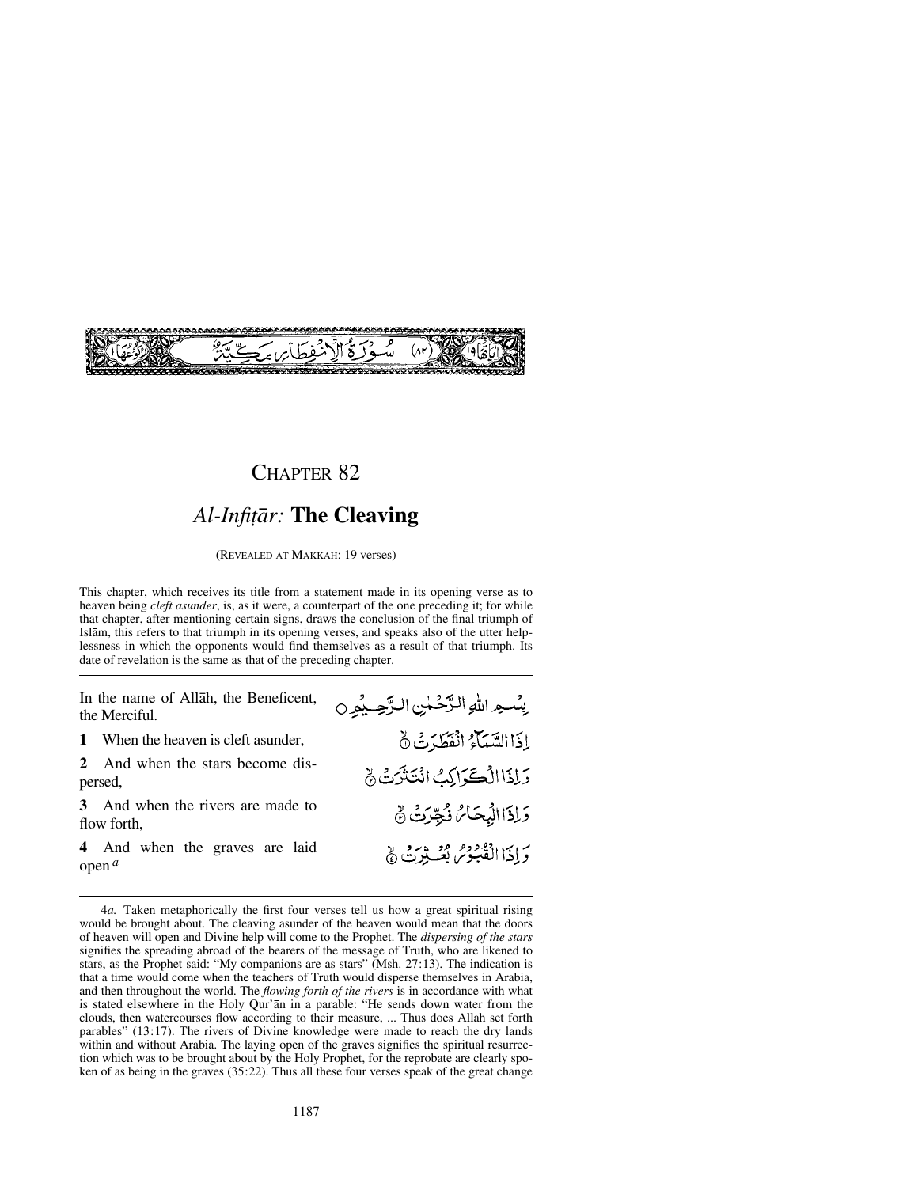سُوْرَةُ الْاِنْفِطَارِ مَكِّيَّةٌ (٨٢) اٰيَاتُهَا ١٩ رُكُوْعُهَا ١

# CHAPTER 82

## *Al-Infiṭār:* The Cleaving

(REVEALED AT MAKKAH: 19 verses)

This chapter, which receives its title from a statement made in its opening verse as to heaven being *cleft asunder*, is, as it were, a counterpart of the one preceding it; for while that chapter, after mentioning certain signs, draws the conclusion of the final triumph of Islām, this refers to that triumph in its opening verses, and speaks also of the utter helplessness in which the opponents would find themselves as a result of that triumph. Its date of revelation is the same as that of the preceding chapter.

---

In the name of Allāh, the Beneficent, the Merciful.

بِسْمِ اللّٰهِ الرَّحْمٰنِ الرَّحِيْمِ ○

**1** When the heaven is cleft asunder,

اِذَا السَّمَآءُ انْفَطَرَتْ ۙ

**2** And when the stars become dispersed,

وَاِذَا الْكَوَاكِبُ انْتَثَرَتْ ۙ

**3** And when the rivers are made to flow forth,

وَاِذَا الْبِحَارُ فُجِّرَتْ ۙ

**4** And when the graves are laid open[a] —

وَاِذَا الْقُبُوْرُ بُعْثِرَتْ ۙ

---

4*a.* Taken metaphorically the first four verses tell us how a great spiritual rising would be brought about. The cleaving asunder of the heaven would mean that the doors of heaven will open and Divine help will come to the Prophet. The *dispersing of the stars* signifies the spreading abroad of the bearers of the message of Truth, who are likened to stars, as the Prophet said: "My companions are as stars" (Msh. 27:13). The indication is that a time would come when the teachers of Truth would disperse themselves in Arabia, and then throughout the world. The *flowing forth of the rivers* is in accordance with what is stated elsewhere in the Holy Qur'ān in a parable: "He sends down water from the clouds, then watercourses flow according to their measure, ... Thus does Allāh set forth parables" (13:17). The rivers of Divine knowledge were made to reach the dry lands within and without Arabia. The laying open of the graves signifies the spiritual resurrection which was to be brought about by the Holy Prophet, for the reprobate are clearly spoken of as being in the graves (35:22). Thus all these four verses speak of the great change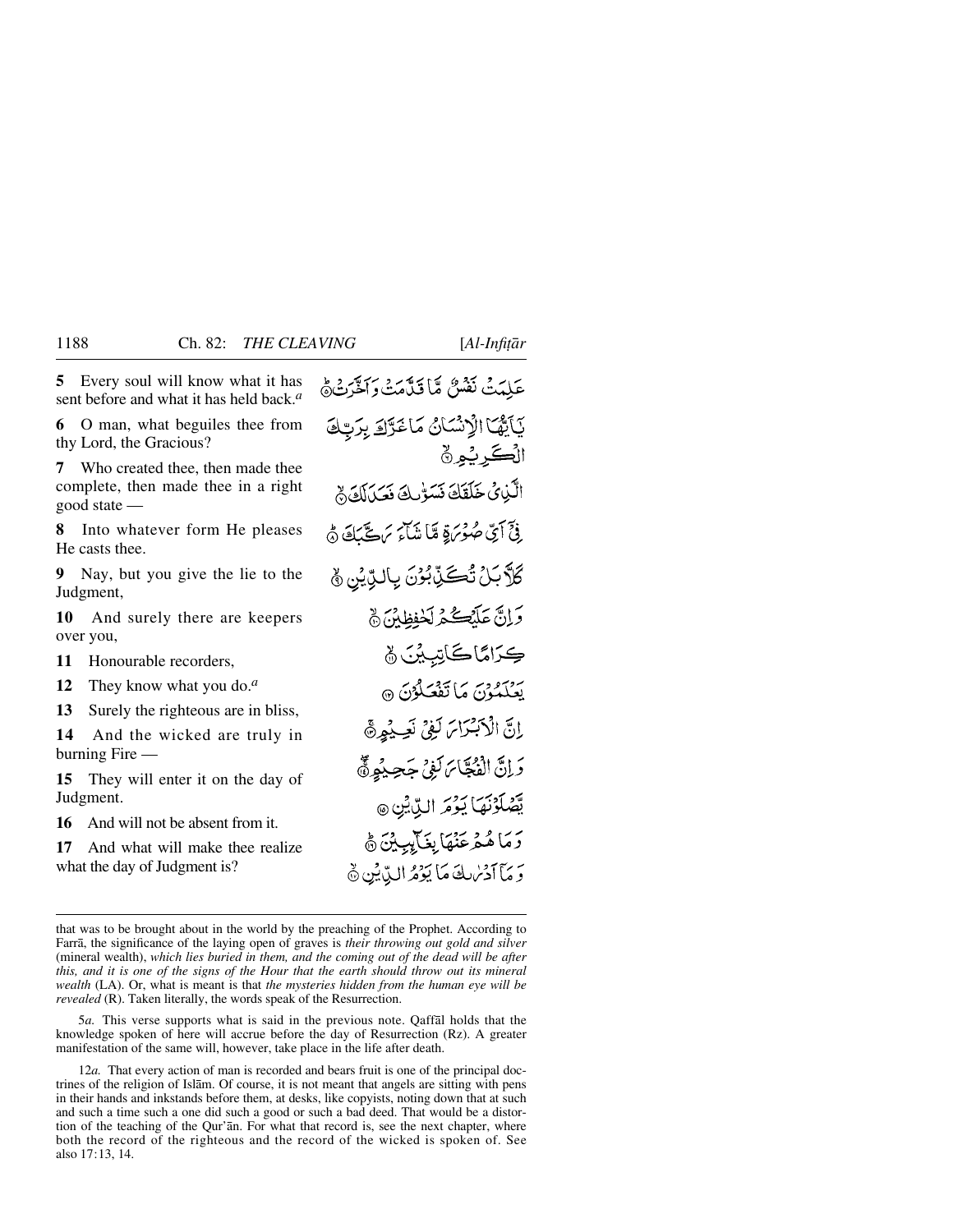**5** Every soul will know what it has sent before and what it has held back.[a]

عَلِمَتْ نَفْسٌ مَّا قَدَّمَتْ وَأَخَّرَتْ ۝

**6** O man, what beguiles thee from thy Lord, the Gracious?

يَٰٓأَيُّهَا ٱلْإِنسَٰنُ مَا غَرَّكَ بِرَبِّكَ ٱلْكَرِيمِ ۝

**7** Who created thee, then made thee complete, then made thee in a right good state —

ٱلَّذِى خَلَقَكَ فَسَوَّىٰكَ فَعَدَلَكَ ۝

**8** Into whatever form He pleases He casts thee.

فِىٓ أَىِّ صُورَةٍ مَّا شَآءَ رَكَّبَكَ ۝

**9** Nay, but you give the lie to the Judgment,

كَلَّا بَلْ تُكَذِّبُونَ بِٱلدِّينِ ۝

**10** And surely there are keepers over you,

وَإِنَّ عَلَيْكُمْ لَحَٰفِظِينَ ۝

**11** Honourable recorders,

كِرَامًا كَٰتِبِينَ ۝

**12** They know what you do.[a]

يَعْلَمُونَ مَا تَفْعَلُونَ ۝

**13** Surely the righteous are in bliss,

إِنَّ ٱلْأَبْرَارَ لَفِى نَعِيمٍ ۝

**14** And the wicked are truly in burning Fire —

وَإِنَّ ٱلْفُجَّارَ لَفِى جَحِيمٍ ۝

**15** They will enter it on the day of Judgment.

يَصْلَوْنَهَا يَوْمَ ٱلدِّينِ ۝

**16** And will not be absent from it.

وَمَا هُمْ عَنْهَا بِغَآئِبِينَ ۝

**17** And what will make thee realize what the day of Judgment is?

وَمَآ أَدْرَىٰكَ مَا يَوْمُ ٱلدِّينِ ۝

---

that was to be brought about in the world by the preaching of the Prophet. According to Farrā, the significance of the laying open of graves is *their throwing out gold and silver* (mineral wealth), *which lies buried in them, and the coming out of the dead will be after this, and it is one of the signs of the Hour that the earth should throw out its mineral wealth* (LA). Or, what is meant is that *the mysteries hidden from the human eye will be revealed* (R). Taken literally, the words speak of the Resurrection.

5*a.* This verse supports what is said in the previous note. Qaffāl holds that the knowledge spoken of here will accrue before the day of Resurrection (Rz). A greater manifestation of the same will, however, take place in the life after death.

12*a.* That every action of man is recorded and bears fruit is one of the principal doctrines of the religion of Islām. Of course, it is not meant that angels are sitting with pens in their hands and inkstands before them, at desks, like copyists, noting down that at such and such a time such a one did such a good or such a bad deed. That would be a distortion of the teaching of the Qur'ān. For what that record is, see the next chapter, where both the record of the righteous and the record of the wicked is spoken of. See also 17:13, 14.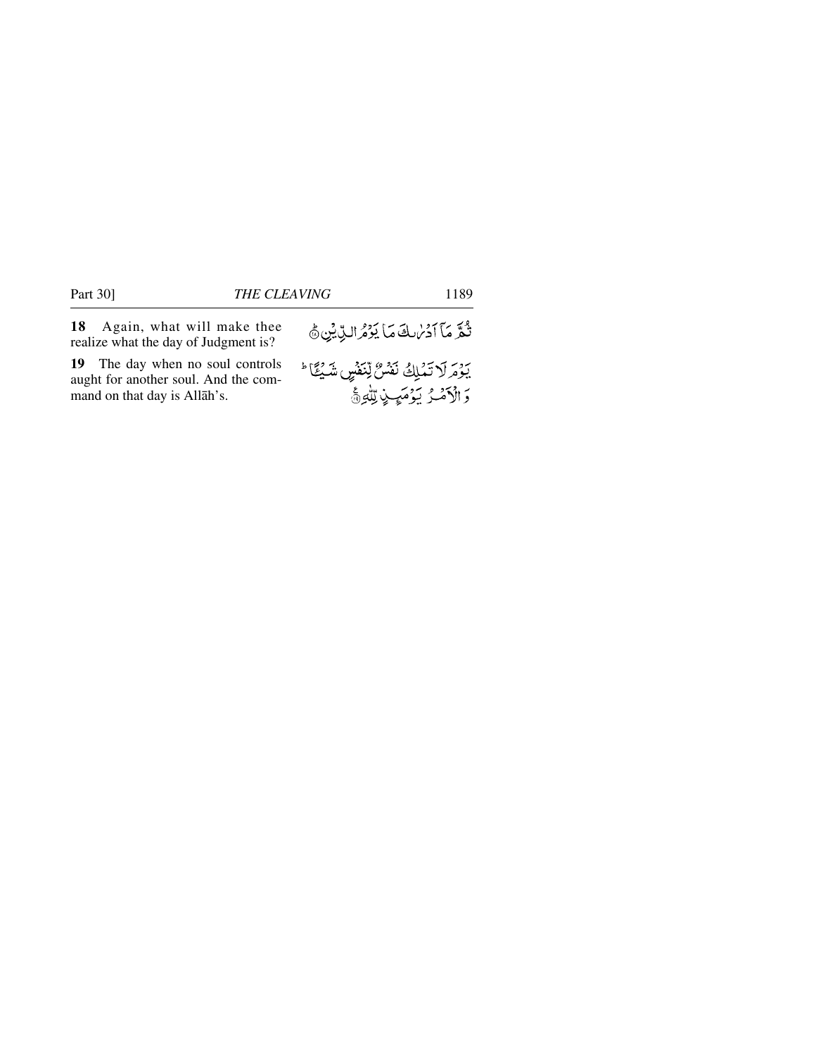**18** Again, what will make thee realize what the day of Judgment is?

ثُمَّ مَآ اَدۡرٰىكَ مَا يَوۡمُ الدِّيۡنِ ؕ‏ ﴿۱۸﴾

**19** The day when no soul controls aught for another soul. And the command on that day is Allāh's.

يَوۡمَ لَا تَمۡلِكُ نَفۡسٌ لِّنَفۡسٍ شَيۡـئًا‌ ؕ وَالۡاَمۡرُ يَوۡمَـئِذٍ لِّلّٰهِ ﴿۱۹﴾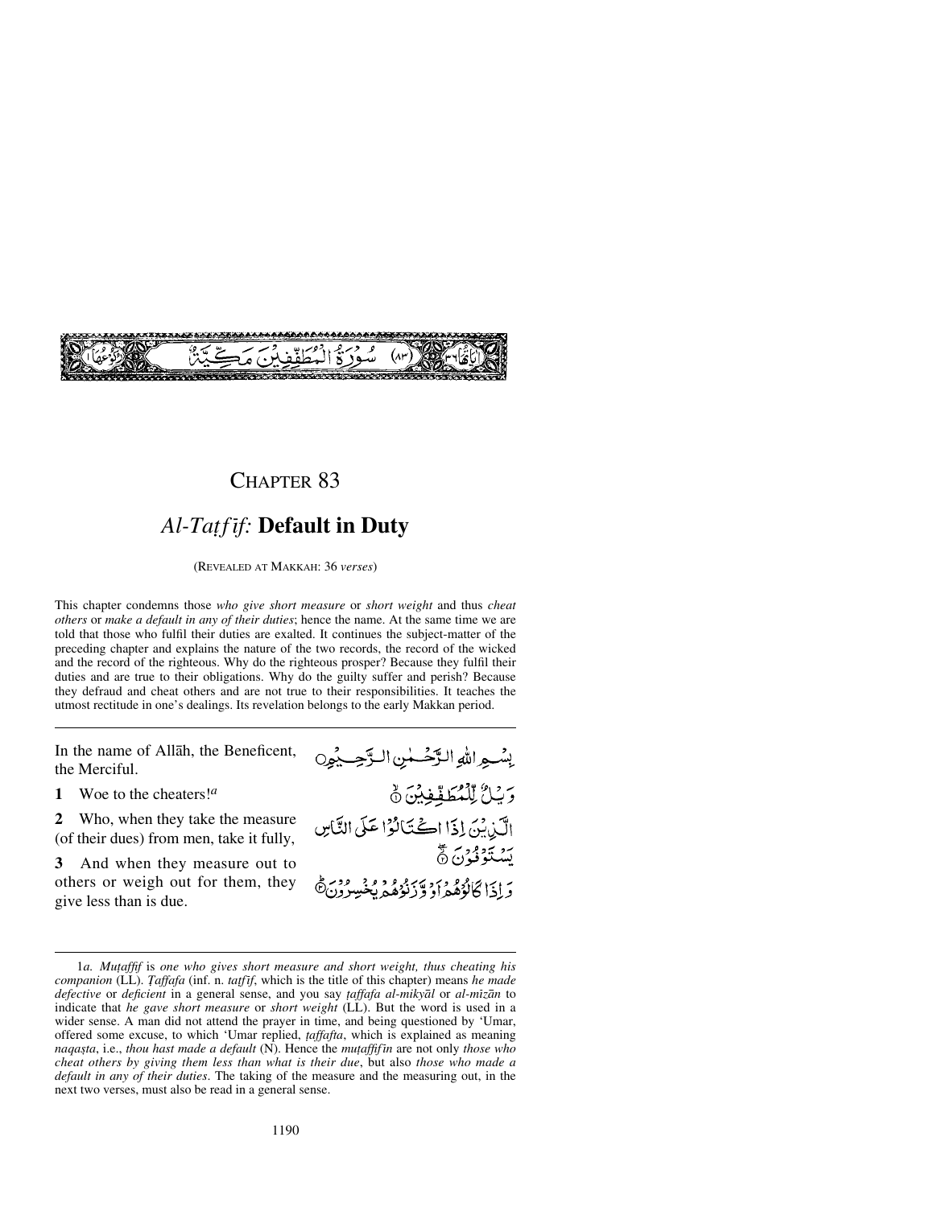سُورَةُ الْمُطَفِّفِينَ مَكِّيَّةٌ (٨٣)

# CHAPTER 83

## *Al-Taṭfīf:* Default in Duty

(REVEALED AT MAKKAH: 36 *verses*)

This chapter condemns those *who give short measure* or *short weight* and thus *cheat others* or *make a default in any of their duties*; hence the name. At the same time we are told that those who fulfil their duties are exalted. It continues the subject-matter of the preceding chapter and explains the nature of the two records, the record of the wicked and the record of the righteous. Why do the righteous prosper? Because they fulfil their duties and are true to their obligations. Why do the guilty suffer and perish? Because they defraud and cheat others and are not true to their responsibilities. It teaches the utmost rectitude in one's dealings. Its revelation belongs to the early Makkan period.

---

In the name of Allāh, the Beneficent, the Merciful.

بِسْمِ اللّٰهِ الرَّحْمٰنِ الرَّحِيْمِ

**1** Woe to the cheaters![a]

وَيْلٌ لِّلْمُطَفِّفِيْنَ ۝١

**2** Who, when they take the measure (of their dues) from men, take it fully,

الَّذِيْنَ اِذَا اكْتَالُوْا عَلَى النَّاسِ يَسْتَوْفُوْنَ ۝٢

**3** And when they measure out to others or weigh out for them, they give less than is due.

وَاِذَا كَالُوْهُمْ اَوْ وَّزَنُوْهُمْ يُخْسِرُوْنَ ۝٣

---

1*a*. *Muṭaffif* is *one who gives short measure and short weight, thus cheating his companion* (LL). *Ṭaffafa* (inf. n. *taṭfīf*, which is the title of this chapter) means *he made defective* or *deficient* in a general sense, and you say *ṭaffafa al-mikyāl* or *al-mīzān* to indicate that *he gave short measure* or *short weight* (LL). But the word is used in a wider sense. A man did not attend the prayer in time, and being questioned by 'Umar, offered some excuse, to which 'Umar replied, *ṭaffafta*, which is explained as meaning *naqaṣta*, i.e., *thou hast made a default* (N). Hence the *muṭaffifin* are not only *those who cheat others by giving them less than what is their due*, but also *those who made a default in any of their duties*. The taking of the measure and the measuring out, in the next two verses, must also be read in a general sense.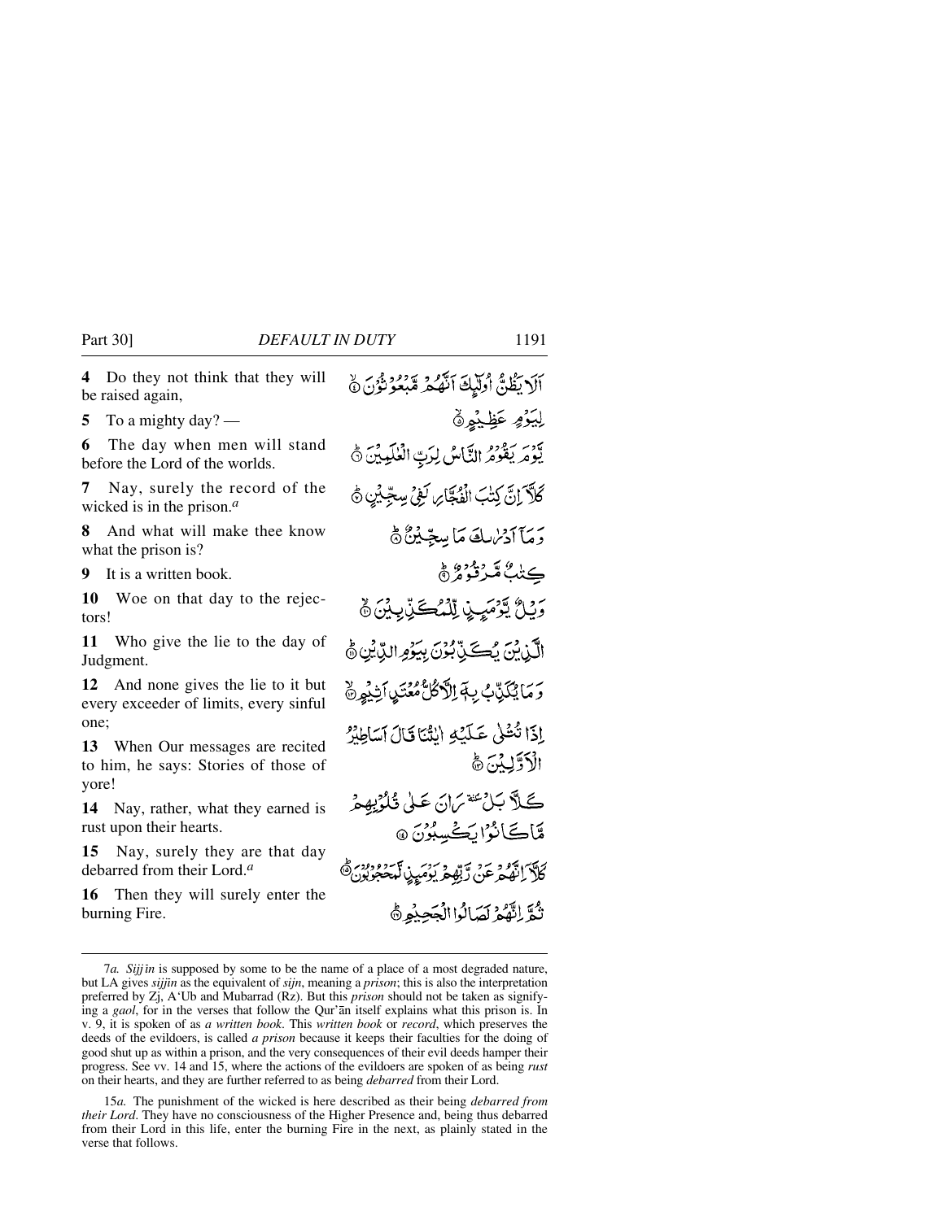**4** Do they not think that they will be raised again,

**5** To a mighty day? —

**6** The day when men will stand before the Lord of the worlds.

**7** Nay, surely the record of the wicked is in the prison.[a]

**8** And what will make thee know what the prison is?

**9** It is a written book.

**10** Woe on that day to the rejectors!

**11** Who give the lie to the day of Judgment.

**12** And none gives the lie to it but every exceeder of limits, every sinful one;

**13** When Our messages are recited to him, he says: Stories of those of yore!

**14** Nay, rather, what they earned is rust upon their hearts.

**15** Nay, surely they are that day debarred from their Lord.[a]

**16** Then they will surely enter the burning Fire.

أَلَا يَظُنُّ أُولَٰئِكَ أَنَّهُم مَّبْعُوثُونَ ﴿٤﴾

لِيَوْمٍ عَظِيمٍ ﴿٥﴾

يَوْمَ يَقُومُ النَّاسُ لِرَبِّ الْعَالَمِينَ ﴿٦﴾

كَلَّا إِنَّ كِتَابَ الْفُجَّارِ لَفِي سِجِّينٍ ﴿٧﴾

وَمَا أَدْرَاكَ مَا سِجِّينٌ ﴿٨﴾

كِتَابٌ مَّرْقُومٌ ﴿٩﴾

وَيْلٌ يَوْمَئِذٍ لِّلْمُكَذِّبِينَ ﴿١٠﴾

الَّذِينَ يُكَذِّبُونَ بِيَوْمِ الدِّينِ ﴿١١﴾

وَمَا يُكَذِّبُ بِهِ إِلَّا كُلُّ مُعْتَدٍ أَثِيمٍ ﴿١٢﴾

إِذَا تُتْلَىٰ عَلَيْهِ آيَاتُنَا قَالَ أَسَاطِيرُ الْأَوَّلِينَ ﴿١٣﴾

كَلَّا ۖ بَلْ ۜ رَانَ عَلَىٰ قُلُوبِهِم مَّا كَانُوا يَكْسِبُونَ ﴿١٤﴾

كَلَّا إِنَّهُمْ عَن رَّبِّهِمْ يَوْمَئِذٍ لَّمَحْجُوبُونَ ﴿١٥﴾

ثُمَّ إِنَّهُمْ لَصَالُو الْجَحِيمِ ﴿١٦﴾

---

7*a.* *Sijjin* is supposed by some to be the name of a place of a most degraded nature, but LA gives *sijjīn* as the equivalent of *sijn*, meaning a *prison*; this is also the interpretation preferred by Zj, A'Ub and Mubarrad (Rz). But this *prison* should not be taken as signifying a *gaol*, for in the verses that follow the Qur'ān itself explains what this prison is. In v. 9, it is spoken of as *a written book*. This *written book* or *record*, which preserves the deeds of the evildoers, is called *a prison* because it keeps their faculties for the doing of good shut up as within a prison, and the very consequences of their evil deeds hamper their progress. See vv. 14 and 15, where the actions of the evildoers are spoken of as being *rust* on their hearts, and they are further referred to as being *debarred* from their Lord.

15*a.* The punishment of the wicked is here described as their being *debarred from their Lord*. They have no consciousness of the Higher Presence and, being thus debarred from their Lord in this life, enter the burning Fire in the next, as plainly stated in the verse that follows.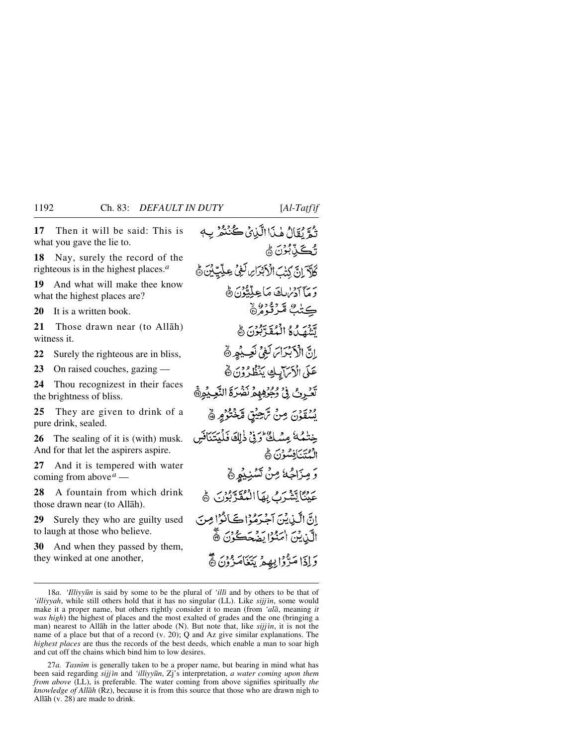**17** Then it will be said: This is what you gave the lie to.

ثُمَّ يُقَالُ هٰذَا الَّذِيْ كُنْتُمْ بِهٖ تُكَذِّبُوْنَ ۝

**18** Nay, surely the record of the righteous is in the highest places.[a]

كَلَّآ إِنَّ كِتٰبَ الْأَبْرَارِ لَفِيْ عِلِّيِّيْنَ ۝

**19** And what will make thee know what the highest places are?

وَمَآ أَدْرٰىكَ مَا عِلِّيُّوْنَ ۝

**20** It is a written book.

كِتٰبٌ مَّرْقُوْمٌ ۝

**21** Those drawn near (to Allāh) witness it.

يَّشْهَدُهُ الْمُقَرَّبُوْنَ ۝

**22** Surely the righteous are in bliss,

إِنَّ الْأَبْرَارَ لَفِيْ نَعِيْمٍ ۝

**23** On raised couches, gazing —

عَلَى الْأَرَآئِكِ يَنْظُرُوْنَ ۝

**24** Thou recognizest in their faces the brightness of bliss.

تَعْرِفُ فِيْ وُجُوْهِهِمْ نَضْرَةَ النَّعِيْمِ ۝

**25** They are given to drink of a pure drink, sealed.

يُسْقَوْنَ مِنْ رَّحِيْقٍ مَّخْتُوْمٍ ۝

**26** The sealing of it is (with) musk. And for that let the aspirers aspire.

خِتٰمُهٗ مِسْكٌ ۚ وَفِيْ ذٰلِكَ فَلْيَتَنَافَسِ الْمُتَنَافِسُوْنَ ۝

**27** And it is tempered with water coming from above[a] —

وَمِزَاجُهٗ مِنْ تَسْنِيْمٍ ۝

**28** A fountain from which drink those drawn near (to Allāh).

عَيْنًا يَّشْرَبُ بِهَا الْمُقَرَّبُوْنَ ۝

**29** Surely they who are guilty used to laugh at those who believe.

إِنَّ الَّذِيْنَ أَجْرَمُوْا كَانُوْا مِنَ الَّذِيْنَ اٰمَنُوْا يَضْحَكُوْنَ ۝

**30** And when they passed by them, they winked at one another,

وَإِذَا مَرُّوْا بِهِمْ يَتَغَامَزُوْنَ ۝

---

18*a*. *'Illiyyūn* is said by some to be the plural of *'illī* and by others to be that of *'illiyyah*, while still others hold that it has no singular (LL). Like *sijjīn*, some would make it a proper name, but others rightly consider it to mean (from *'alā*, meaning *it was high*) the highest of places and the most exalted of grades and the one (bringing a man) nearest to Allāh in the latter abode (N). But note that, like *sijjīn*, it is not the name of a place but that of a record (v. 20); Q and Az give similar explanations. The *highest places* are thus the records of the best deeds, which enable a man to soar high and cut off the chains which bind him to low desires.

27*a*. *Tasnīm* is generally taken to be a proper name, but bearing in mind what has been said regarding *sijjīn* and *'illiyyūn*, Zj's interpretation, *a water coming upon them from above* (LL), is preferable. The water coming from above signifies spiritually *the knowledge of Allāh* (Rz), because it is from this source that those who are drawn nigh to Allāh (v. 28) are made to drink.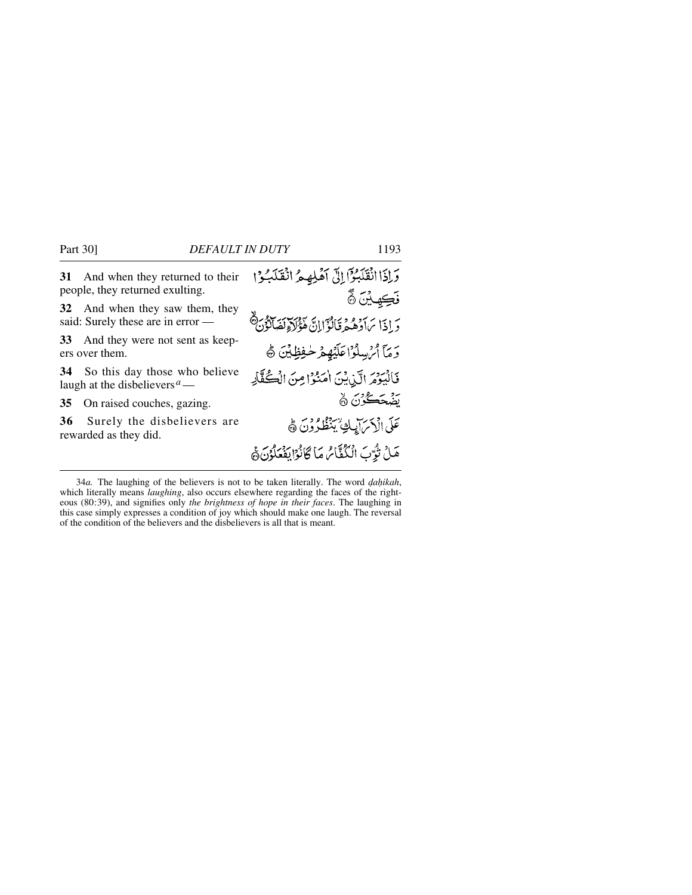**31** And when they returned to their people, they returned exulting.

وَ إِذَا انْقَلَبُوْٓا إِلٰٓى اَهْلِهِمُ انْقَلَبُوْا فَكِهِيْنَ ﴿۳۱﴾

**32** And when they saw them, they said: Surely these are in error —

وَ إِذَا رَاَوْهُمْ قَالُوْٓا إِنَّ هٰٓؤُلَآءِ لَضَآلُّوْنَ ﴿۳۲﴾

**33** And they were not sent as keepers over them.

وَ مَآ اُرْسِلُوْا عَلَيْهِمْ حٰفِظِيْنَ ﴿۳۳﴾

**34** So this day those who believe laugh at the disbelievers[a] —

فَالْيَوْمَ الَّذِيْنَ اٰمَنُوْا مِنَ الْكُفَّارِ يَضْحَكُوْنَ ﴿۳۴﴾

**35** On raised couches, gazing.

عَلَى الْاَرَآئِكِ يَنْظُرُوْنَ ﴿۳۵﴾

**36** Surely the disbelievers are rewarded as they did.

هَلْ ثُوِّبَ الْكُفَّارُ مَا كَانُوْا يَفْعَلُوْنَ ﴿۳۶﴾

---

34*a.* The laughing of the believers is not to be taken literally. The word *ḍaḥikah*, which literally means *laughing*, also occurs elsewhere regarding the faces of the righteous (80:39), and signifies only *the brightness of hope in their faces*. The laughing in this case simply expresses a condition of joy which should make one laugh. The reversal of the condition of the believers and the disbelievers is all that is meant.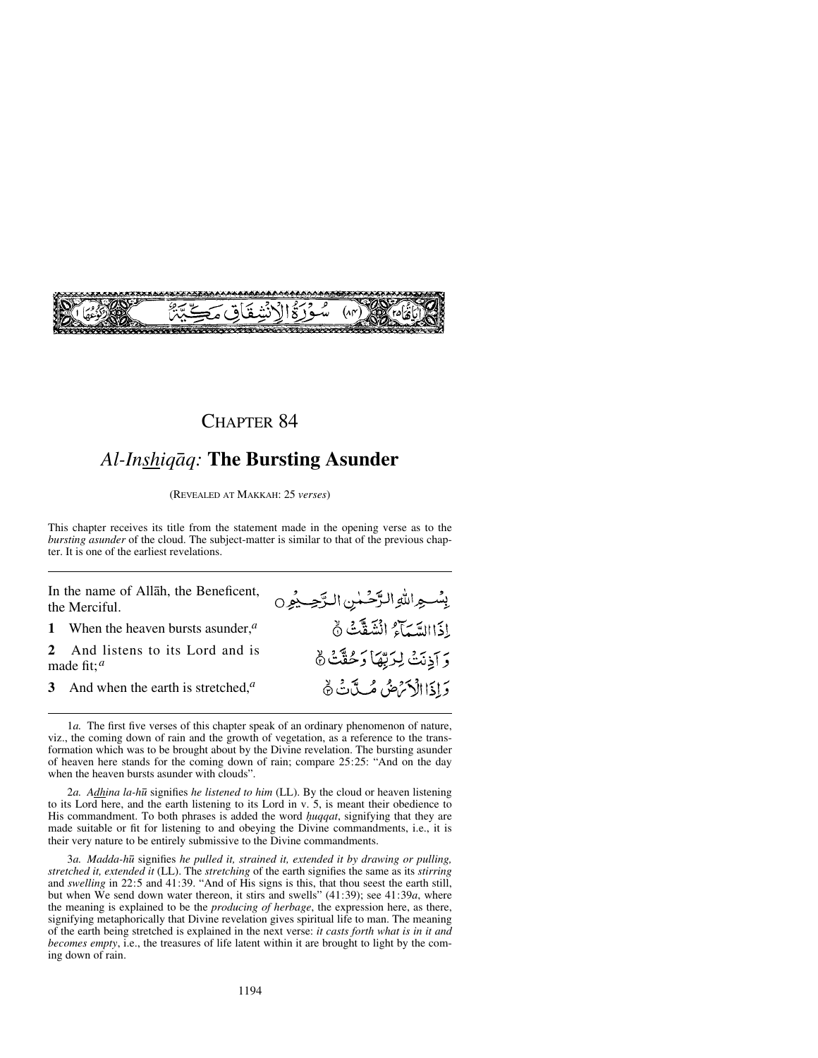سُورَةُ الْاِنْشِقَاقِ مَكِّيَّةٌ (٨٤)

# Chapter 84

## *Al-Inshiqāq:* The Bursting Asunder

(Revealed at Makkah: 25 *verses*)

This chapter receives its title from the statement made in the opening verse as to the *bursting asunder* of the cloud. The subject-matter is similar to that of the previous chapter. It is one of the earliest revelations.

In the name of Allāh, the Beneficent, the Merciful.

بِسْمِ اللّٰهِ الرَّحْمٰنِ الرَّحِيْمِ

**1** When the heaven bursts asunder,[a]

اِذَا السَّمَآءُ انْشَقَّتْ ۙ﴿۱﴾

**2** And listens to its Lord and is made fit;[a]

وَ اَذِنَتْ لِرَبِّهَا وَ حُقَّتْ ۙ﴿۲﴾

**3** And when the earth is stretched,[a]

وَ اِذَا الْاَرْضُ مُدَّتْ ۙ﴿۳﴾

---

1*a.* The first five verses of this chapter speak of an ordinary phenomenon of nature, viz., the coming down of rain and the growth of vegetation, as a reference to the transformation which was to be brought about by the Divine revelation. The bursting asunder of heaven here stands for the coming down of rain; compare 25:25: "And on the day when the heaven bursts asunder with clouds".

2*a.* *Adhina la-hū* signifies *he listened to him* (LL). By the cloud or heaven listening to its Lord here, and the earth listening to its Lord in v. 5, is meant their obedience to His commandment. To both phrases is added the word *ḥuqqat*, signifying that they are made suitable or fit for listening to and obeying the Divine commandments, i.e., it is their very nature to be entirely submissive to the Divine commandments.

3*a.* *Madda-hū* signifies *he pulled it, strained it, extended it by drawing or pulling, stretched it, extended it* (LL). The *stretching* of the earth signifies the same as its *stirring* and *swelling* in 22:5 and 41:39. "And of His signs is this, that thou seest the earth still, but when We send down water thereon, it stirs and swells" (41:39); see 41:39*a*, where the meaning is explained to be the *producing of herbage*, the expression here, as there, signifying metaphorically that Divine revelation gives spiritual life to man. The meaning of the earth being stretched is explained in the next verse: *it casts forth what is in it and becomes empty*, i.e., the treasures of life latent within it are brought to light by the coming down of rain.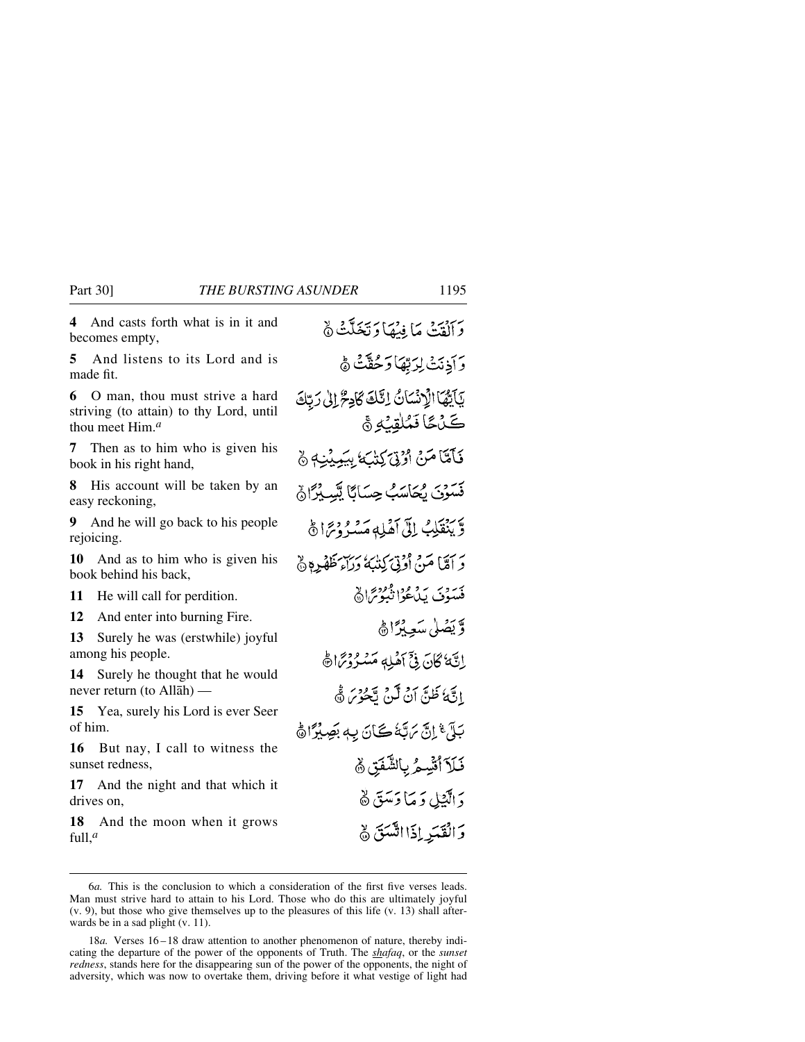**4** And casts forth what is in it and becomes empty,

وَ اَلۡقَتۡ مَا فِیۡهَا وَ تَخَلَّتۡ ۙ﴿۴﴾

**5** And listens to its Lord and is made fit.

وَ اَذِنَتۡ لِرَبِّهَا وَ حُقَّتۡ ؕ﴿۵﴾

**6** O man, thou must strive a hard striving (to attain) to thy Lord, until thou meet Him.[a]

یٰۤاَیُّهَا الۡاِنۡسَانُ اِنَّکَ کَادِحٌ اِلٰی رَبِّکَ کَدۡحًا فَمُلٰقِیۡهِ ۚ﴿۶﴾

**7** Then as to him who is given his book in his right hand,

فَاَمَّا مَنۡ اُوۡتِیَ کِتٰبَهٗ بِیَمِیۡنِهٖ ۙ﴿۷﴾

**8** His account will be taken by an easy reckoning,

فَسَوۡفَ یُحَاسَبُ حِسَابًا یَّسِیۡرًا ۙ﴿۸﴾

**9** And he will go back to his people rejoicing.

وَّ یَنۡقَلِبُ اِلٰۤی اَهۡلِهٖ مَسۡرُوۡرًا ؕ﴿۹﴾

**10** And as to him who is given his book behind his back,

وَ اَمَّا مَنۡ اُوۡتِیَ کِتٰبَهٗ وَرَآءَ ظَهۡرِهٖ ﴿ۙ۱۰﴾

**11** He will call for perdition.

فَسَوۡفَ یَدۡعُوۡا ثُبُوۡرًا ﴿ۙ۱۱﴾

**12** And enter into burning Fire.

وَّ یَصۡلٰی سَعِیۡرًا ﴿ؕ۱۲﴾

**13** Surely he was (erstwhile) joyful among his people.

اِنَّهٗ کَانَ فِیۡۤ اَهۡلِهٖ مَسۡرُوۡرًا ﴿ؕ۱۳﴾

**14** Surely he thought that he would never return (to Allāh) —

اِنَّهٗ ظَنَّ اَنۡ لَّنۡ یَّحُوۡرَ ﴿ۚۛ۱۴﴾

**15** Yea, surely his Lord is ever Seer of him.

بَلٰۤی ۚۛ اِنَّ رَبَّهٗ کَانَ بِهٖ بَصِیۡرًا ﴿ؕ۱۵﴾

**16** But nay, I call to witness the sunset redness,

فَلَاۤ اُقۡسِمُ بِالشَّفَقِ ﴿ۙ۱۶﴾

**17** And the night and that which it drives on,

وَ الَّیۡلِ وَ مَا وَسَقَ ﴿ۙ۱۷﴾

**18** And the moon when it grows full,[a]

وَ الۡقَمَرِ اِذَا اتَّسَقَ ﴿ۙ۱۸﴾

---

6*a.* This is the conclusion to which a consideration of the first five verses leads. Man must strive hard to attain to his Lord. Those who do this are ultimately joyful (v. 9), but those who give themselves up to the pleasures of this life (v. 13) shall afterwards be in a sad plight (v. 11).

18*a.* Verses 16 – 18 draw attention to another phenomenon of nature, thereby indicating the departure of the power of the opponents of Truth. The *shafaq*, or the *sunset redness*, stands here for the disappearing sun of the power of the opponents, the night of adversity, which was now to overtake them, driving before it what vestige of light had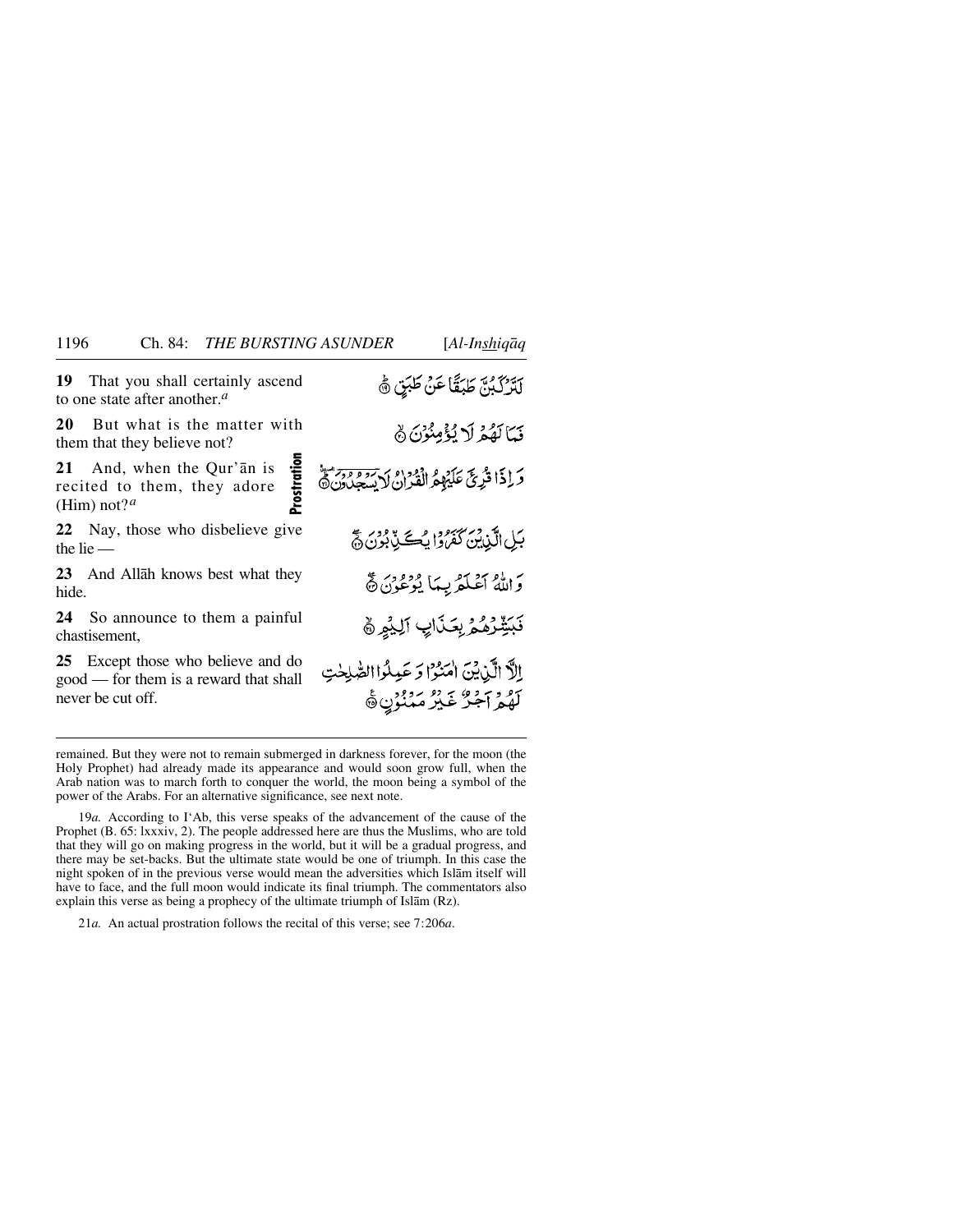**19** That you shall certainly ascend to one state after another.[a]

لَتَرْكَبُنَّ طَبَقًا عَنْ طَبَقٍ ﴿١٩﴾

**20** But what is the matter with them that they believe not?

فَمَا لَهُمْ لَا يُؤْمِنُونَ ﴿٢٠﴾

**21** And, when the Qur'ān is recited to them, they adore (Him) not?[a]

**Prostration**

وَ إِذَا قُرِئَ عَلَيْهِمُ الْقُرْاٰنُ لَا يَسْجُدُوْنَ ﴿٢١﴾

**22** Nay, those who disbelieve give the lie —

بَلِ الَّذِيْنَ كَفَرُوْا يُكَذِّبُوْنَ ﴿٢٢﴾

**23** And Allāh knows best what they hide.

وَ اللّٰهُ اَعْلَمُ بِمَا يُوْعُوْنَ ﴿٢٣﴾

**24** So announce to them a painful chastisement,

فَبَشِّرْهُمْ بِعَذَابٍ اَلِيْمٍ ﴿٢٤﴾

**25** Except those who believe and do good — for them is a reward that shall never be cut off.

اِلَّا الَّذِيْنَ اٰمَنُوْا وَ عَمِلُوا الصّٰلِحٰتِ لَهُمْ اَجْرٌ غَيْرُ مَمْنُوْنٍ ﴿٢٥﴾

---

remained. But they were not to remain submerged in darkness forever, for the moon (the Holy Prophet) had already made its appearance and would soon grow full, when the Arab nation was to march forth to conquer the world, the moon being a symbol of the power of the Arabs. For an alternative significance, see next note.

19*a.* According to I'Ab, this verse speaks of the advancement of the cause of the Prophet (B. 65: lxxxiv, 2). The people addressed here are thus the Muslims, who are told that they will go on making progress in the world, but it will be a gradual progress, and there may be set-backs. But the ultimate state would be one of triumph. In this case the night spoken of in the previous verse would mean the adversities which Islām itself will have to face, and the full moon would indicate its final triumph. The commentators also explain this verse as being a prophecy of the ultimate triumph of Islām (Rz).

21*a.* An actual prostration follows the recital of this verse; see 7:206*a*.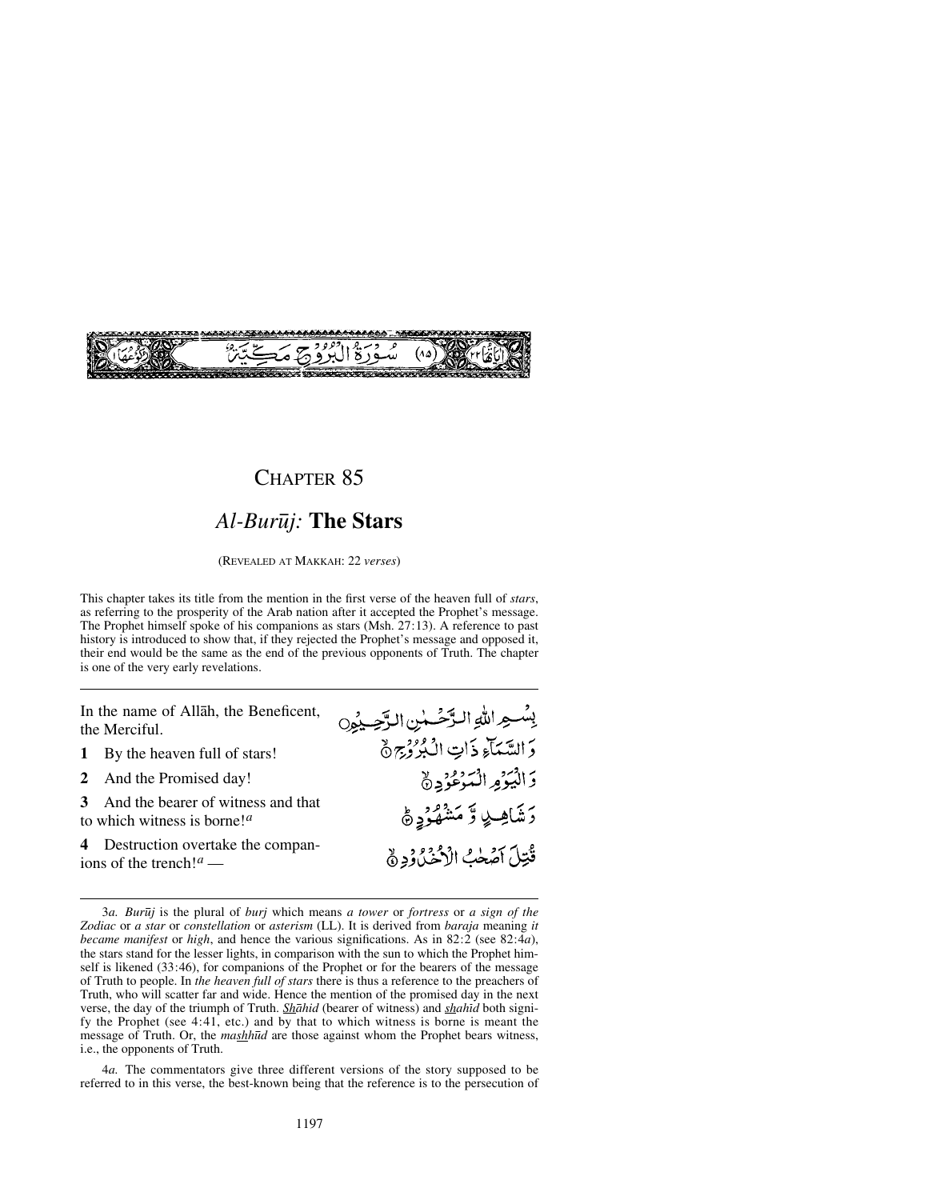سُورَةُ الْبُرُوجِ مَكِّيَّةٌ (٨٥)

# CHAPTER 85

## *Al-Burūj:* The Stars

(REVEALED AT MAKKAH: 22 *verses*)

This chapter takes its title from the mention in the first verse of the heaven full of *stars*, as referring to the prosperity of the Arab nation after it accepted the Prophet's message. The Prophet himself spoke of his companions as stars (Msh. 27:13). A reference to past history is introduced to show that, if they rejected the Prophet's message and opposed it, their end would be the same as the end of the previous opponents of Truth. The chapter is one of the very early revelations.

---

In the name of Allāh, the Beneficent, the Merciful.

بِسْمِ اللّٰهِ الرَّحْمٰنِ الرَّحِيْمِ

**1** By the heaven full of stars!

وَالسَّمَآءِ ذَاتِ الْبُرُوْجِ ۝١

**2** And the Promised day!

وَالْيَوْمِ الْمَوْعُوْدِ ۝٢

**3** And the bearer of witness and that to which witness is borne![a]

وَشَاهِدٍ وَّمَشْهُوْدٍ ۝٣

**4** Destruction overtake the companions of the trench![a] —

قُتِلَ اَصْحٰبُ الْاُخْدُوْدِ ۝٤

---

3*a.* *Burūj* is the plural of *burj* which means *a tower* or *fortress* or *a sign of the Zodiac* or *a star* or *constellation* or *asterism* (LL). It is derived from *baraja* meaning *it became manifest* or *high*, and hence the various significations. As in 82:2 (see 82:4*a*), the stars stand for the lesser lights, in comparison with the sun to which the Prophet himself is likened (33:46), for companions of the Prophet or for the bearers of the message of Truth to people. In *the heaven full of stars* there is thus a reference to the preachers of Truth, who will scatter far and wide. Hence the mention of the promised day in the next verse, the day of the triumph of Truth. *Shāhid* (bearer of witness) and *shahīd* both signify the Prophet (see 4:41, etc.) and by that to which witness is borne is meant the message of Truth. Or, the *mashhūd* are those against whom the Prophet bears witness, i.e., the opponents of Truth.

4*a.* The commentators give three different versions of the story supposed to be referred to in this verse, the best-known being that the reference is to the persecution of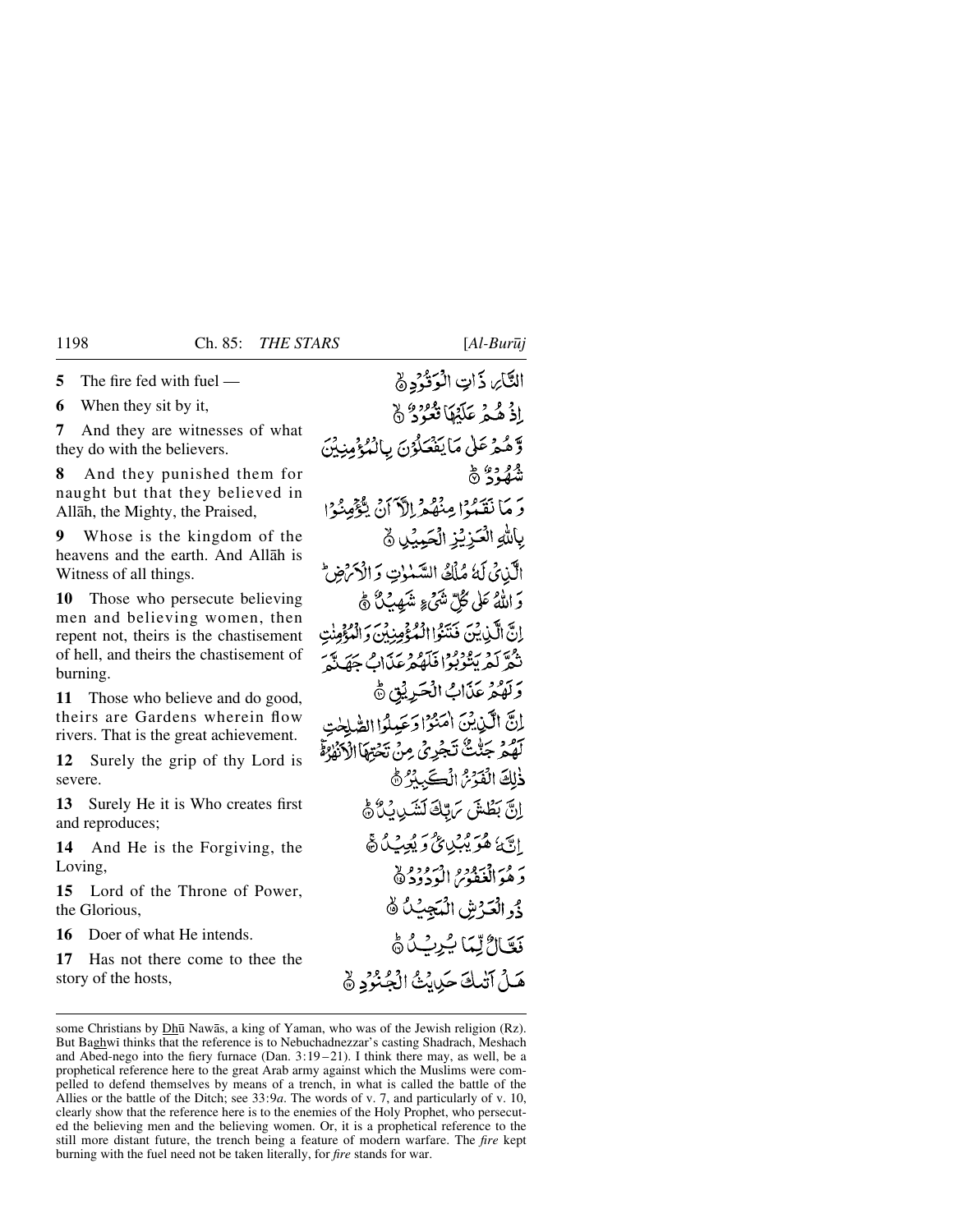**5** The fire fed with fuel —

**6** When they sit by it,

**7** And they are witnesses of what they do with the believers.

**8** And they punished them for naught but that they believed in Allāh, the Mighty, the Praised,

**9** Whose is the kingdom of the heavens and the earth. And Allāh is Witness of all things.

**10** Those who persecute believing men and believing women, then repent not, theirs is the chastisement of hell, and theirs the chastisement of burning.

**11** Those who believe and do good, theirs are Gardens wherein flow rivers. That is the great achievement.

**12** Surely the grip of thy Lord is severe.

**13** Surely He it is Who creates first and reproduces;

**14** And He is the Forgiving, the Loving,

**15** Lord of the Throne of Power, the Glorious,

**16** Doer of what He intends.

**17** Has not there come to thee the story of the hosts,

النَّارِ ذَاتِ الْوَقُوْدِ ۝٥

اِذْ هُمْ عَلَيْهَا قُعُوْدٌ ۝٦

وَّ هُمْ عَلٰى مَا يَفْعَلُوْنَ بِالْمُؤْمِنِيْنَ شُهُوْدٌ ۝٧

وَ مَا نَقَمُوْا مِنْهُمْ اِلَّاۤ اَنْ يُّؤْمِنُوْا بِاللّٰهِ الْعَزِيْزِ الْحَمِيْدِ ۝٨

الَّذِيْ لَهٗ مُلْكُ السَّمٰوٰتِ وَ الْاَرْضِ ؕ وَ اللّٰهُ عَلٰى كُلِّ شَيْءٍ شَهِيْدٌ ۝٩

اِنَّ الَّذِيْنَ فَتَنُوا الْمُؤْمِنِيْنَ وَ الْمُؤْمِنٰتِ ثُمَّ لَمْ يَتُوْبُوْا فَلَهُمْ عَذَابُ جَهَنَّمَ وَ لَهُمْ عَذَابُ الْحَرِيْقِ ۝١٠

اِنَّ الَّذِيْنَ اٰمَنُوْا وَ عَمِلُوا الصّٰلِحٰتِ لَهُمْ جَنّٰتٌ تَجْرِيْ مِنْ تَحْتِهَا الْاَنْهٰرُ ؕ۬ ذٰلِكَ الْفَوْزُ الْكَبِيْرُ ۝١١

اِنَّ بَطْشَ رَبِّكَ لَشَدِيْدٌ ۝١٢

اِنَّهٗ هُوَ يُبْدِئُ وَ يُعِيْدُ ۝١٣

وَ هُوَ الْغَفُوْرُ الْوَدُوْدُ ۝١٤

ذُو الْعَرْشِ الْمَجِيْدُ ۝١٥

فَعَّالٌ لِّمَا يُرِيْدُ ۝١٦

هَلْ اَتٰىكَ حَدِيْثُ الْجُنُوْدِ ۝١٧

---

some Christians by Dhū Nawās, a king of Yaman, who was of the Jewish religion (Rz). But Baghwī thinks that the reference is to Nebuchadnezzar's casting Shadrach, Meshach and Abed-nego into the fiery furnace (Dan. 3:19–21). I think there may, as well, be a prophetical reference here to the great Arab army against which the Muslims were compelled to defend themselves by means of a trench, in what is called the battle of the Allies or the battle of the Ditch; see 33:9*a*. The words of v. 7, and particularly of v. 10, clearly show that the reference here is to the enemies of the Holy Prophet, who persecuted the believing men and the believing women. Or, it is a prophetical reference to the still more distant future, the trench being a feature of modern warfare. The *fire* kept burning with the fuel need not be taken literally, for *fire* stands for war.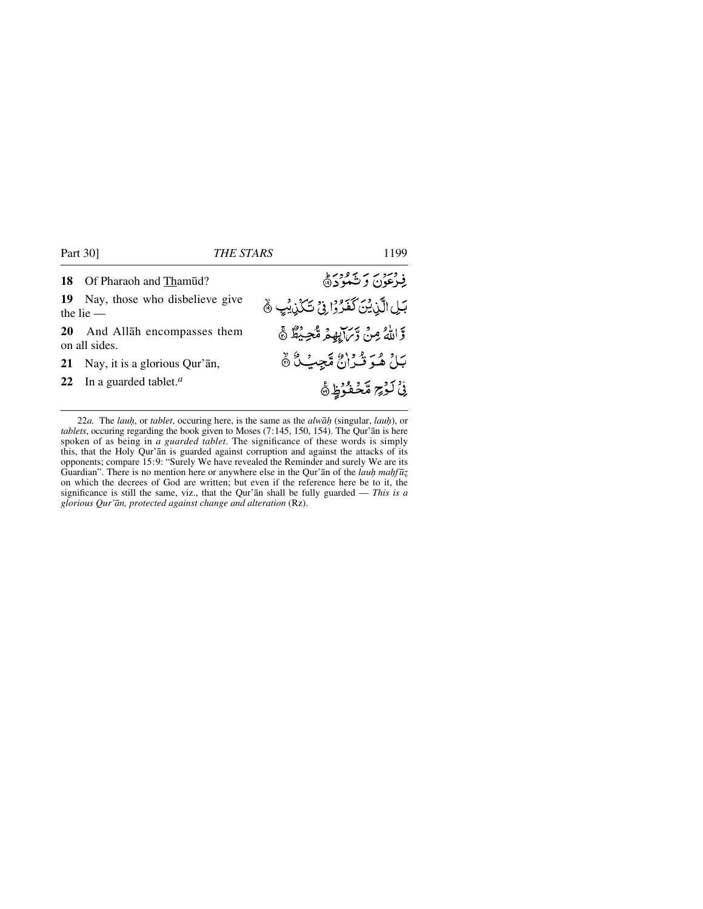| | |
|---|---|
| **18** Of Pharaoh and Thamūd? | فِرْعَوْنَ وَثَمُودَ ﴿١٨﴾ |
| **19** Nay, those who disbelieve give the lie — | بَلِ الَّذِينَ كَفَرُوا فِي تَكْذِيبٍ ﴿١٩﴾ |
| **20** And Allāh encompasses them on all sides. | وَاللَّهُ مِن وَرَائِهِم مُّحِيطٌ ﴿٢٠﴾ |
| **21** Nay, it is a glorious Qur'ān, | بَلْ هُوَ قُرْآنٌ مَّجِيدٌ ﴿٢١﴾ |
| **22** In a guarded tablet.[a] | فِي لَوْحٍ مَّحْفُوظٍ ﴿٢٢﴾ |

---

22*a.* The *lauḥ*, or *tablet*, occuring here, is the same as the *alwāḥ* (singular, *lauḥ*), or *tablets*, occuring regarding the book given to Moses (7:145, 150, 154). The Qur'ān is here spoken of as being in *a guarded tablet*. The significance of these words is simply this, that the Holy Qur'ān is guarded against corruption and against the attacks of its opponents; compare 15:9: "Surely We have revealed the Reminder and surely We are its Guardian". There is no mention here or anywhere else in the Qur'ān of the *lauḥ maḥfūẓ* on which the decrees of God are written; but even if the reference here be to it, the significance is still the same, viz., that the Qur'ān shall be fully guarded — *This is a glorious Qur'ān, protected against change and alteration* (Rz).